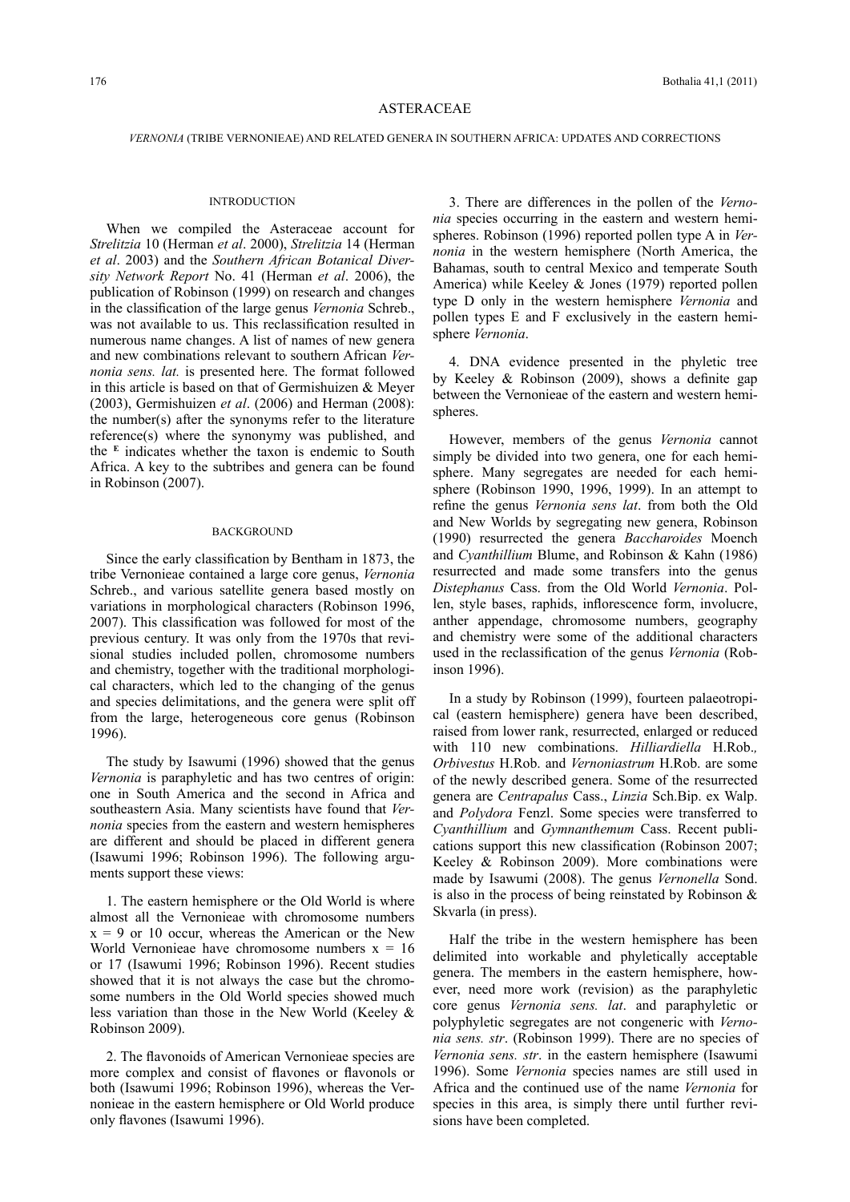# ASTERACEAE

## *VERNONIA* (TRIBE VERNONIEAE) AND RELATED GENERA IN SOUTHERN AFRICA: UPDATES AND CORRECTIONS

### INTRODUCTION

When we compiled the Asteraceae account for *Strelitzia* 10 (Herman *et al*. 2000), *Strelitzia* 14 (Herman *et al*. 2003) and the *Southern African Botanical Diversity Network Report* No. 41 (Herman *et al*. 2006), the publication of Robinson (1999) on research and changes in the classification of the large genus *Vernonia* Schreb., was not available to us. This reclassification resulted in numerous name changes. A list of names of new genera and new combinations relevant to southern African *Vernonia sens. lat.* is presented here. The format followed in this article is based on that of Germishuizen & Meyer (2003), Germishuizen *et al*. (2006) and Herman (2008): the number(s) after the synonyms refer to the literature reference(s) where the synonymy was published, and the [E] indicates whether the taxon is endemic to South Africa. A key to the subtribes and genera can be found in Robinson (2007).

### BACKGROUND

Since the early classification by Bentham in 1873, the tribe Vernonieae contained a large core genus, *Vernonia* Schreb., and various satellite genera based mostly on variations in morphological characters (Robinson 1996, 2007). This classification was followed for most of the previous century. It was only from the 1970s that revisional studies included pollen, chromosome numbers and chemistry, together with the traditional morphological characters, which led to the changing of the genus and species delimitations, and the genera were split off from the large, heterogeneous core genus (Robinson 1996).

The study by Isawumi (1996) showed that the genus *Vernonia* is paraphyletic and has two centres of origin: one in South America and the second in Africa and southeastern Asia. Many scientists have found that *Vernonia* species from the eastern and western hemispheres are different and should be placed in different genera (Isawumi 1996; Robinson 1996). The following arguments support these views:

1. The eastern hemisphere or the Old World is where almost all the Vernonieae with chromosome numbers $x = 9$ or 10 occur, whereas the American or the New World Vernonieae have chromosome numbers $x = 16$ or 17 (Isawumi 1996; Robinson 1996). Recent studies showed that it is not always the case but the chromosome numbers in the Old World species showed much less variation than those in the New World (Keeley & Robinson 2009).

2. The flavonoids of American Vernonieae species are more complex and consist of flavones or flavonols or both (Isawumi 1996; Robinson 1996), whereas the Vernonieae in the eastern hemisphere or Old World produce only flavones (Isawumi 1996).

3. There are differences in the pollen of the *Vernonia* species occurring in the eastern and western hemispheres. Robinson (1996) reported pollen type A in *Vernonia* in the western hemisphere (North America, the Bahamas, south to central Mexico and temperate South America) while Keeley & Jones (1979) reported pollen type D only in the western hemisphere *Vernonia* and pollen types E and F exclusively in the eastern hemisphere *Vernonia*.

4. DNA evidence presented in the phyletic tree by Keeley & Robinson (2009), shows a definite gap between the Vernonieae of the eastern and western hemispheres.

However, members of the genus *Vernonia* cannot simply be divided into two genera, one for each hemisphere. Many segregates are needed for each hemisphere (Robinson 1990, 1996, 1999). In an attempt to refine the genus *Vernonia sens lat*. from both the Old and New Worlds by segregating new genera, Robinson (1990) resurrected the genera *Baccharoides* Moench and *Cyanthillium* Blume, and Robinson & Kahn (1986) resurrected and made some transfers into the genus *Distephanus* Cass. from the Old World *Vernonia*. Pollen, style bases, raphids, inflorescence form, involucre, anther appendage, chromosome numbers, geography and chemistry were some of the additional characters used in the reclassification of the genus *Vernonia* (Robinson 1996).

In a study by Robinson (1999), fourteen palaeotropical (eastern hemisphere) genera have been described, raised from lower rank, resurrected, enlarged or reduced with 110 new combinations. *Hilliardiella* H.Rob., *Orbivestus* H.Rob. and *Vernoniastrum* H.Rob. are some of the newly described genera. Some of the resurrected genera are *Centrapalus* Cass., *Linzia* Sch.Bip. ex Walp. and *Polydora* Fenzl. Some species were transferred to *Cyanthillium* and *Gymnanthemum* Cass. Recent publications support this new classification (Robinson 2007; Keeley & Robinson 2009). More combinations were made by Isawumi (2008). The genus *Vernonella* Sond. is also in the process of being reinstated by Robinson & Skvarla (in press).

Half the tribe in the western hemisphere has been delimited into workable and phyletically acceptable genera. The members in the eastern hemisphere, however, need more work (revision) as the paraphyletic core genus *Vernonia sens. lat*. and paraphyletic or polyphyletic segregates are not congeneric with *Vernonia sens. str*. (Robinson 1999). There are no species of *Vernonia sens. str*. in the eastern hemisphere (Isawumi 1996). Some *Vernonia* species names are still used in Africa and the continued use of the name *Vernonia* for species in this area, is simply there until further revisions have been completed.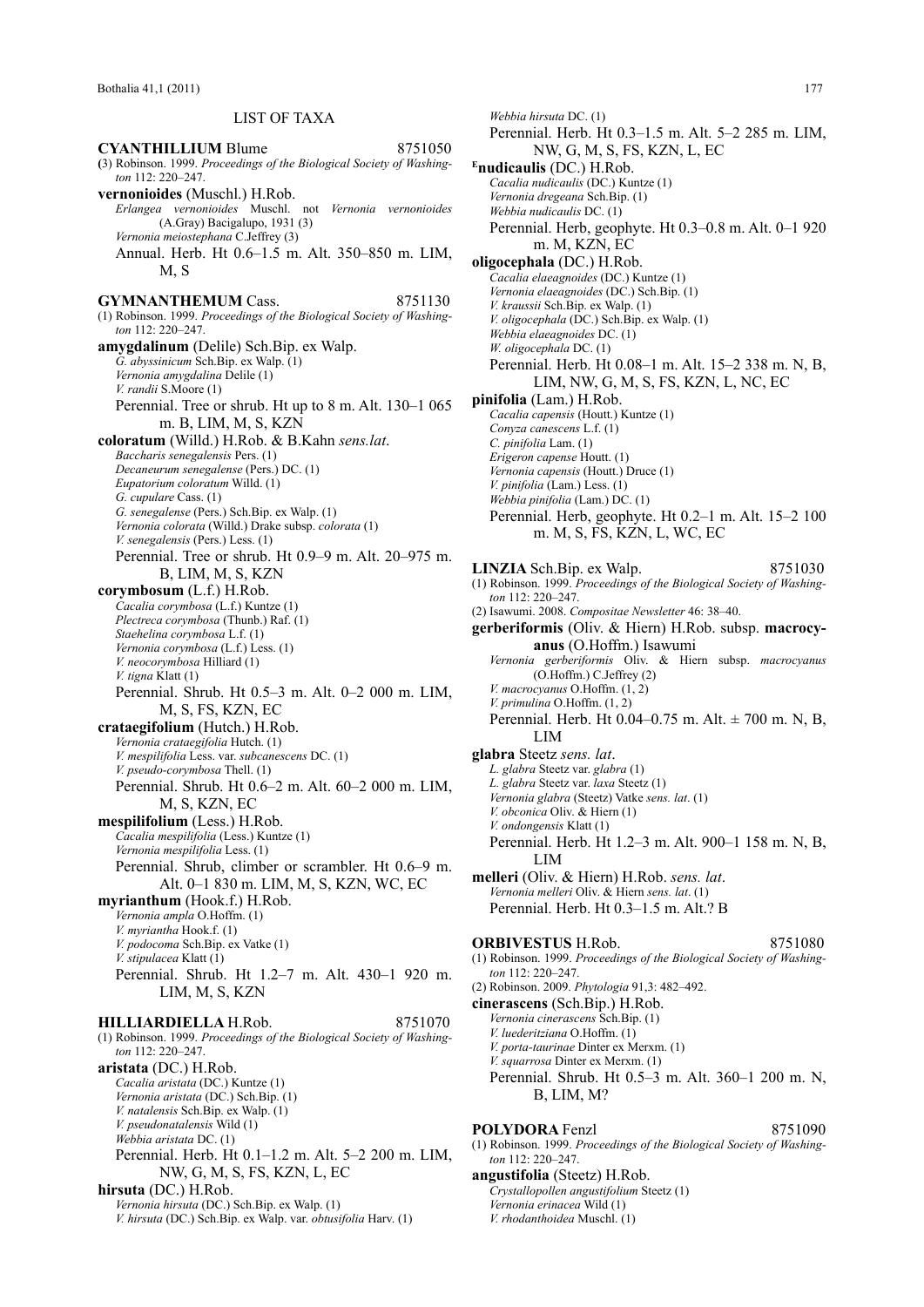## LIST OF TAXA

**CYANTHILLIUM** Blume 8751050

(3) Robinson. 1999. *Proceedings of the Biological Society of Washington* 112: 220–247.

**vernonioides** (Muschl.) H.Rob.

*Erlangea vernonioides* Muschl. not *Vernonia vernonioides* (A.Gray) Bacigalupo, 1931 (3)
*Vernonia meiostephana* C.Jeffrey (3)

Annual. Herb. Ht 0.6–1.5 m. Alt. 350–850 m. LIM, M, S

**GYMNANTHEMUM** Cass. 8751130

(1) Robinson. 1999. *Proceedings of the Biological Society of Washington* 112: 220–247.

**amygdalinum** (Delile) Sch.Bip. ex Walp.

*G. abyssinicum* Sch.Bip. ex Walp. (1)
*Vernonia amygdalina* Delile (1)
*V. randii* S.Moore (1)

Perennial. Tree or shrub. Ht up to 8 m. Alt. 130–1 065 m. B, LIM, M, S, KZN

**coloratum** (Willd.) H.Rob. & B.Kahn *sens.lat*.

*Baccharis senegalensis* Pers. (1)
*Decaneurum senegalense* (Pers.) DC. (1)
*Eupatorium coloratum* Willd. (1)
*G. cupulare* Cass. (1)
*G. senegalense* (Pers.) Sch.Bip. ex Walp. (1)
*Vernonia colorata* (Willd.) Drake subsp. *colorata* (1)
*V. senegalensis* (Pers.) Less. (1)

Perennial. Tree or shrub. Ht 0.9–9 m. Alt. 20–975 m. B, LIM, M, S, KZN

**corymbosum** (L.f.) H.Rob.

*Cacalia corymbosa* (L.f.) Kuntze (1)
*Plectreca corymbosa* (Thunb.) Raf. (1)
*Staehelina corymbosa* L.f. (1)
*Vernonia corymbosa* (L.f.) Less. (1)
*V. neocorymbosa* Hilliard (1)
*V. tigna* Klatt (1)

Perennial. Shrub. Ht 0.5–3 m. Alt. 0–2 000 m. LIM, M, S, FS, KZN, EC

**crataegifolium** (Hutch.) H.Rob.

*Vernonia crataegifolia* Hutch. (1)
*V. mespilifolia* Less. var. *subcanescens* DC. (1)
*V. pseudo-corymbosa* Thell. (1)

Perennial. Shrub. Ht 0.6–2 m. Alt. 60–2 000 m. LIM, M, S, KZN, EC

**mespilifolium** (Less.) H.Rob.

*Cacalia mespilifolia* (Less.) Kuntze (1)
*Vernonia mespilifolia* Less. (1)

Perennial. Shrub, climber or scrambler. Ht 0.6–9 m. Alt. 0–1 830 m. LIM, M, S, KZN, WC, EC

**myrianthum** (Hook.f.) H.Rob.

*Vernonia ampla* O.Hoffm. (1)
*V. myriantha* Hook.f. (1)
*V. podocoma* Sch.Bip. ex Vatke (1)
*V. stipulacea* Klatt (1)

Perennial. Shrub. Ht 1.2–7 m. Alt. 430–1 920 m. LIM, M, S, KZN

**HILLIARDIELLA** H.Rob. 8751070

(1) Robinson. 1999. *Proceedings of the Biological Society of Washington* 112: 220–247.

**aristata** (DC.) H.Rob.

*Cacalia aristata* (DC.) Kuntze (1)
*Vernonia aristata* (DC.) Sch.Bip. (1)
*V. natalensis* Sch.Bip. ex Walp. (1)
*V. pseudonatalensis* Wild (1)
*Webbia aristata* DC. (1)

Perennial. Herb. Ht 0.1–1.2 m. Alt. 5–2 200 m. LIM, NW, G, M, S, FS, KZN, L, EC

**hirsuta** (DC.) H.Rob.

*Vernonia hirsuta* (DC.) Sch.Bip. ex Walp. (1)
*V. hirsuta* (DC.) Sch.Bip. ex Walp. var. *obtusifolia* Harv. (1)
*Webbia hirsuta* DC. (1)

Perennial. Herb. Ht 0.3–1.5 m. Alt. 5–2 285 m. LIM, NW, G, M, S, FS, KZN, L, EC

[E]**nudicaulis** (DC.) H.Rob.

*Cacalia nudicaulis* (DC.) Kuntze (1)
*Vernonia dregeana* Sch.Bip. (1)
*Webbia nudicaulis* DC. (1)

Perennial. Herb, geophyte. Ht 0.3–0.8 m. Alt. 0–1 920 m. M, KZN, EC

**oligocephala** (DC.) H.Rob.

*Cacalia elaeagnoides* (DC.) Kuntze (1)
*Vernonia elaeagnoides* (DC.) Sch.Bip. (1)
*V. kraussii* Sch.Bip. ex Walp. (1)
*V. oligocephala* (DC.) Sch.Bip. ex Walp. (1)
*Webbia elaeagnoides* DC. (1)
*W. oligocephala* DC. (1)

Perennial. Herb. Ht 0.08–1 m. Alt. 15–2 338 m. N, B, LIM, NW, G, M, S, FS, KZN, L, NC, EC

**pinifolia** (Lam.) H.Rob.

*Cacalia capensis* (Houtt.) Kuntze (1)
*Conyza canescens* L.f. (1)
*C. pinifolia* Lam. (1)
*Erigeron capense* Houtt. (1)
*Vernonia capensis* (Houtt.) Druce (1)
*V. pinifolia* (Lam.) Less. (1)
*Webbia pinifolia* (Lam.) DC. (1)

Perennial. Herb, geophyte. Ht 0.2–1 m. Alt. 15–2 100 m. M, S, FS, KZN, L, WC, EC

**LINZIA** Sch.Bip. ex Walp. 8751030

(1) Robinson. 1999. *Proceedings of the Biological Society of Washington* 112: 220–247.
(2) Isawumi. 2008. *Compositae Newsletter* 46: 38–40.

**gerberiformis** (Oliv. & Hiern) H.Rob. subsp. **macrocyanus** (O.Hoffm.) Isawumi

*Vernonia gerberiformis* Oliv. & Hiern subsp. *macrocyanus* (O.Hoffm.) C.Jeffrey (2)
*V. macrocyanus* O.Hoffm. (1, 2)
*V. primulina* O.Hoffm. (1, 2)

Perennial. Herb. Ht 0.04–0.75 m. Alt. ± 700 m. N, B, LIM

**glabra** Steetz *sens. lat*.

*L. glabra* Steetz var. *glabra* (1)
*L. glabra* Steetz var. *laxa* Steetz (1)
*Vernonia glabra* (Steetz) Vatke *sens. lat*. (1)
*V. obconica* Oliv. & Hiern (1)
*V. ondongensis* Klatt (1)

Perennial. Herb. Ht 1.2–3 m. Alt. 900–1 158 m. N, B, LIM

**melleri** (Oliv. & Hiern) H.Rob. *sens. lat*.

*Vernonia melleri* Oliv. & Hiern *sens. lat*. (1)

Perennial. Herb. Ht 0.3–1.5 m. Alt.? B

**ORBIVESTUS** H.Rob. 8751080

(1) Robinson. 1999. *Proceedings of the Biological Society of Washington* 112: 220–247.
(2) Robinson. 2009. *Phytologia* 91,3: 482–492.

**cinerascens** (Sch.Bip.) H.Rob.

*Vernonia cinerascens* Sch.Bip. (1)
*V. luederitziana* O.Hoffm. (1)
*V. porta-taurinae* Dinter ex Merxm. (1)
*V. squarrosa* Dinter ex Merxm. (1)

Perennial. Shrub. Ht 0.5–3 m. Alt. 360–1 200 m. N, B, LIM, M?

**POLYDORA** Fenzl 8751090

(1) Robinson. 1999. *Proceedings of the Biological Society of Washington* 112: 220–247.

**angustifolia** (Steetz) H.Rob.

*Crystallopollen angustifolium* Steetz (1)
*Vernonia erinacea* Wild (1)
*V. rhodanthoidea* Muschl. (1)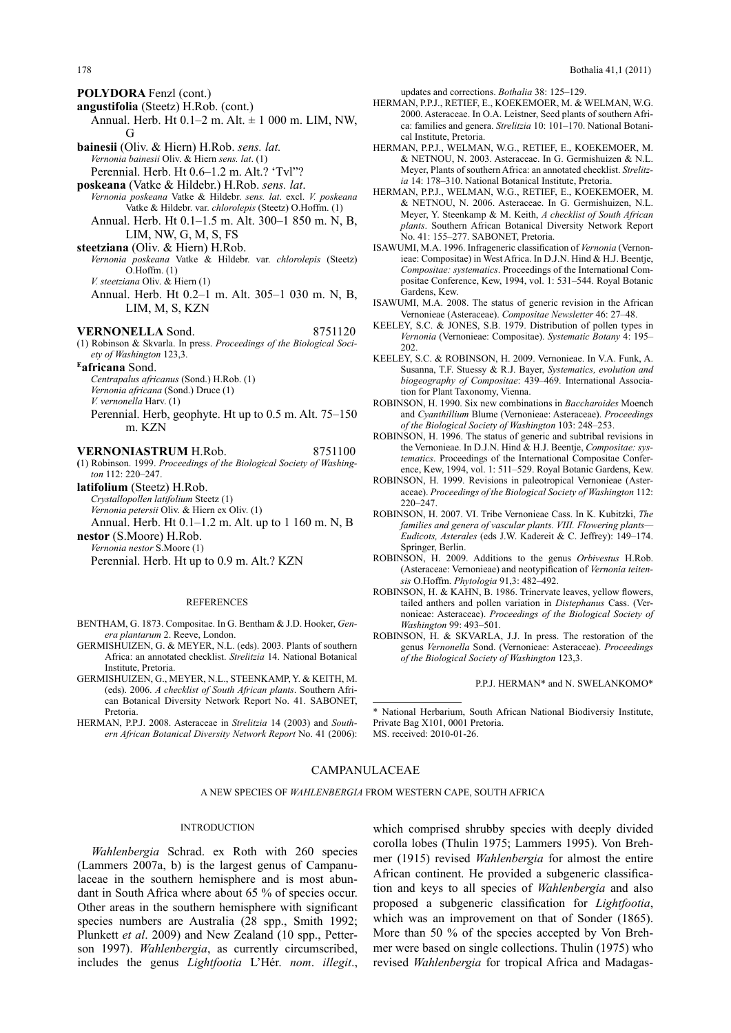**POLYDORA** Fenzl (cont.)

**angustifolia** (Steetz) H.Rob. (cont.)

Annual. Herb. Ht 0.1–2 m. Alt. ± 1 000 m. LIM, NW, G

**bainesii** (Oliv. & Hiern) H.Rob. *sens. lat.*

*Vernonia bainesii* Oliv. & Hiern *sens. lat*. (1)

Perennial. Herb. Ht 0.6–1.2 m. Alt.? 'Tvl''?

**poskeana** (Vatke & Hildebr.) H.Rob. *sens. lat*.

*Vernonia poskeana* Vatke & Hildebr. *sens. lat*. excl. *V. poskeana* Vatke & Hildebr. var. *chlorolepis* (Steetz) O.Hoffm. (1)

Annual. Herb. Ht 0.1–1.5 m. Alt. 300–1 850 m. N, B, LIM, NW, G, M, S, FS

**steetziana** (Oliv. & Hiern) H.Rob.

*Vernonia poskeana* Vatke & Hildebr. var. *chlorolepis* (Steetz) O.Hoffm. (1)

*V. steetziana* Oliv. & Hiern (1)

Annual. Herb. Ht 0.2–1 m. Alt. 305–1 030 m. N, B, LIM, M, S, KZN

**VERNONELLA** Sond. 8751120

(1) Robinson & Skvarla. In press. *Proceedings of the Biological Society of Washington* 123,3.

**[E]africana** Sond.

*Centrapalus africanus* (Sond.) H.Rob. (1)

*Vernonia africana* (Sond.) Druce (1)

*V. vernonella* Harv. (1)

Perennial. Herb, geophyte. Ht up to 0.5 m. Alt. 75–150 m. KZN

**VERNONIASTRUM** H.Rob. 8751100

(1) Robinson. 1999. *Proceedings of the Biological Society of Washington* 112: 220–247.

**latifolium** (Steetz) H.Rob.

*Crystallopollen latifolium* Steetz (1)

*Vernonia petersii* Oliv. & Hiern ex Oliv. (1)

Annual. Herb. Ht 0.1–1.2 m. Alt. up to 1 160 m. N, B

**nestor** (S.Moore) H.Rob.

*Vernonia nestor* S.Moore (1)

Perennial. Herb. Ht up to 0.9 m. Alt.? KZN

## REFERENCES

BENTHAM, G. 1873. Compositae. In G. Bentham & J.D. Hooker, *Genera plantarum* 2. Reeve, London.

GERMISHUIZEN, G. & MEYER, N.L. (eds). 2003. Plants of southern Africa: an annotated checklist. *Strelitzia* 14. National Botanical Institute, Pretoria.

GERMISHUIZEN, G., MEYER, N.L., STEENKAMP, Y. & KEITH, M. (eds). 2006. *A checklist of South African plants*. Southern African Botanical Diversity Network Report No. 41. SABONET, Pretoria.

HERMAN, P.P.J. 2008. Asteraceae in *Strelitzia* 14 (2003) and *Southern African Botanical Diversity Network Report* No. 41 (2006): updates and corrections. *Bothalia* 38: 125–129.

HERMAN, P.P.J., RETIEF, E., KOEKEMOER, M. & WELMAN, W.G. 2000. Asteraceae. In O.A. Leistner, Seed plants of southern Africa: families and genera. *Strelitzia* 10: 101–170. National Botanical Institute, Pretoria.

HERMAN, P.P.J., WELMAN, W.G., RETIEF, E., KOEKEMOER, M. & NETNOU, N. 2003. Asteraceae. In G. Germishuizen & N.L. Meyer, Plants of southern Africa: an annotated checklist. *Strelitzia* 14: 178–310. National Botanical Institute, Pretoria.

HERMAN, P.P.J., WELMAN, W.G., RETIEF, E., KOEKEMOER, M. & NETNOU, N. 2006. Asteraceae. In G. Germishuizen, N.L. Meyer, Y. Steenkamp & M. Keith, *A checklist of South African plants*. Southern African Botanical Diversity Network Report No. 41: 155–277. SABONET, Pretoria.

ISAWUMI, M.A. 1996. Infrageneric classification of *Vernonia* (Vernonieae: Compositae) in West Africa. In D.J.N. Hind & H.J. Beentje, *Compositae: systematics*. Proceedings of the International Compositae Conference, Kew, 1994, vol. 1: 531–544. Royal Botanic Gardens, Kew.

ISAWUMI, M.A. 2008. The status of generic revision in the African Vernonieae (Asteraceae). *Compositae Newsletter* 46: 27–48.

KEELEY, S.C. & JONES, S.B. 1979. Distribution of pollen types in *Vernonia* (Vernonieae: Compositae). *Systematic Botany* 4: 195–202.

KEELEY, S.C. & ROBINSON, H. 2009. Vernonieae. In V.A. Funk, A. Susanna, T.F. Stuessy & R.J. Bayer, *Systematics, evolution and biogeography of Compositae*: 439–469. International Association for Plant Taxonomy, Vienna.

ROBINSON, H. 1990. Six new combinations in *Baccharoides* Moench and *Cyanthillium* Blume (Vernonieae: Asteraceae). *Proceedings of the Biological Society of Washington* 103: 248–253.

ROBINSON, H. 1996. The status of generic and subtribal revisions in the Vernonieae. In D.J.N. Hind & H.J. Beentje, *Compositae: systematics*. Proceedings of the International Compositae Conference, Kew, 1994, vol. 1: 511–529. Royal Botanic Gardens, Kew.

ROBINSON, H. 1999. Revisions in paleotropical Vernonieae (Asteraceae). *Proceedings of the Biological Society of Washington* 112: 220–247.

ROBINSON, H. 2007. VI. Tribe Vernonieae Cass. In K. Kubitzki, *The families and genera of vascular plants. VIII. Flowering plants—Eudicots, Asterales* (eds J.W. Kadereit & C. Jeffrey): 149–174. Springer, Berlin.

ROBINSON, H. 2009. Additions to the genus *Orbivestus* H.Rob. (Asteraceae: Vernonieae) and neotypification of *Vernonia teitensis* O.Hoffm. *Phytologia* 91,3: 482–492.

ROBINSON, H. & KAHN, B. 1986. Trinervate leaves, yellow flowers, tailed anthers and pollen variation in *Distephanus* Cass. (Vernonieae: Asteraceae). *Proceedings of the Biological Society of Washington* 99: 493–501.

ROBINSON, H. & SKVARLA, J.J. In press. The restoration of the genus *Vernonella* Sond. (Vernonieae: Asteraceae). *Proceedings of the Biological Society of Washington* 123,3.

P.P.J. HERMAN* and N. SWELANKOMO*

\* National Herbarium, South African National Biodiversiy Institute, Private Bag X101, 0001 Pretoria.

MS. received: 2010-01-26.

# CAMPANULACEAE

## A NEW SPECIES OF *WAHLENBERGIA* FROM WESTERN CAPE, SOUTH AFRICA

### INTRODUCTION

*Wahlenbergia* Schrad. ex Roth with 260 species (Lammers 2007a, b) is the largest genus of Campanulaceae in the southern hemisphere and is most abundant in South Africa where about 65 % of species occur. Other areas in the southern hemisphere with significant species numbers are Australia (28 spp., Smith 1992; Plunkett *et al*. 2009) and New Zealand (10 spp., Petterson 1997). *Wahlenbergia*, as currently circumscribed, includes the genus *Lightfootia* L'Hér. *nom*. *illegit*., which comprised shrubby species with deeply divided corolla lobes (Thulin 1975; Lammers 1995). Von Brehmer (1915) revised *Wahlenbergia* for almost the entire African continent. He provided a subgeneric classification and keys to all species of *Wahlenbergia* and also proposed a subgeneric classification for *Lightfootia*, which was an improvement on that of Sonder (1865). More than 50 % of the species accepted by Von Brehmer were based on single collections. Thulin (1975) who revised *Wahlenbergia* for tropical Africa and Madagas-